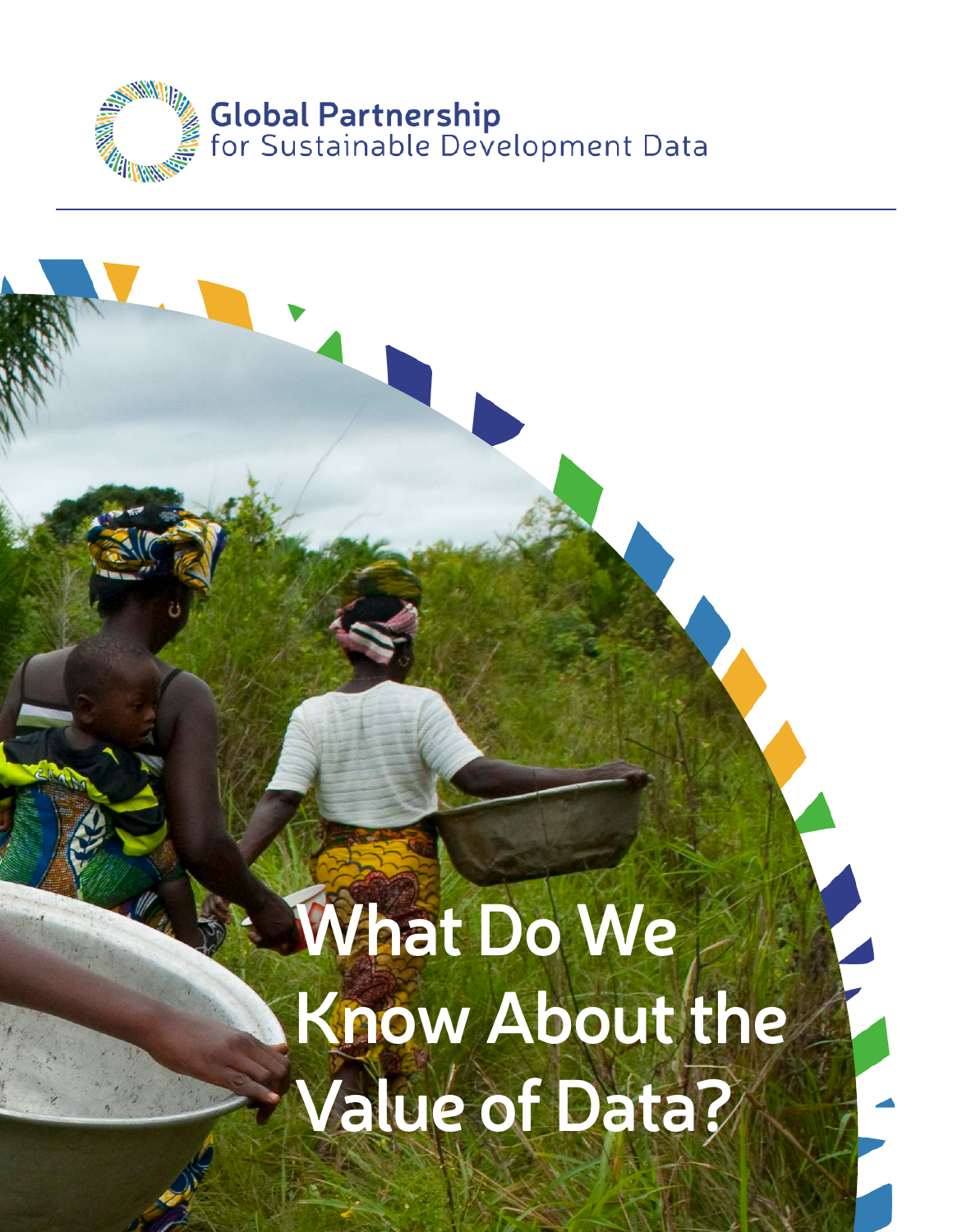Global Partnership for Sustainable Development Data

# What Do We Know About the Value of Data?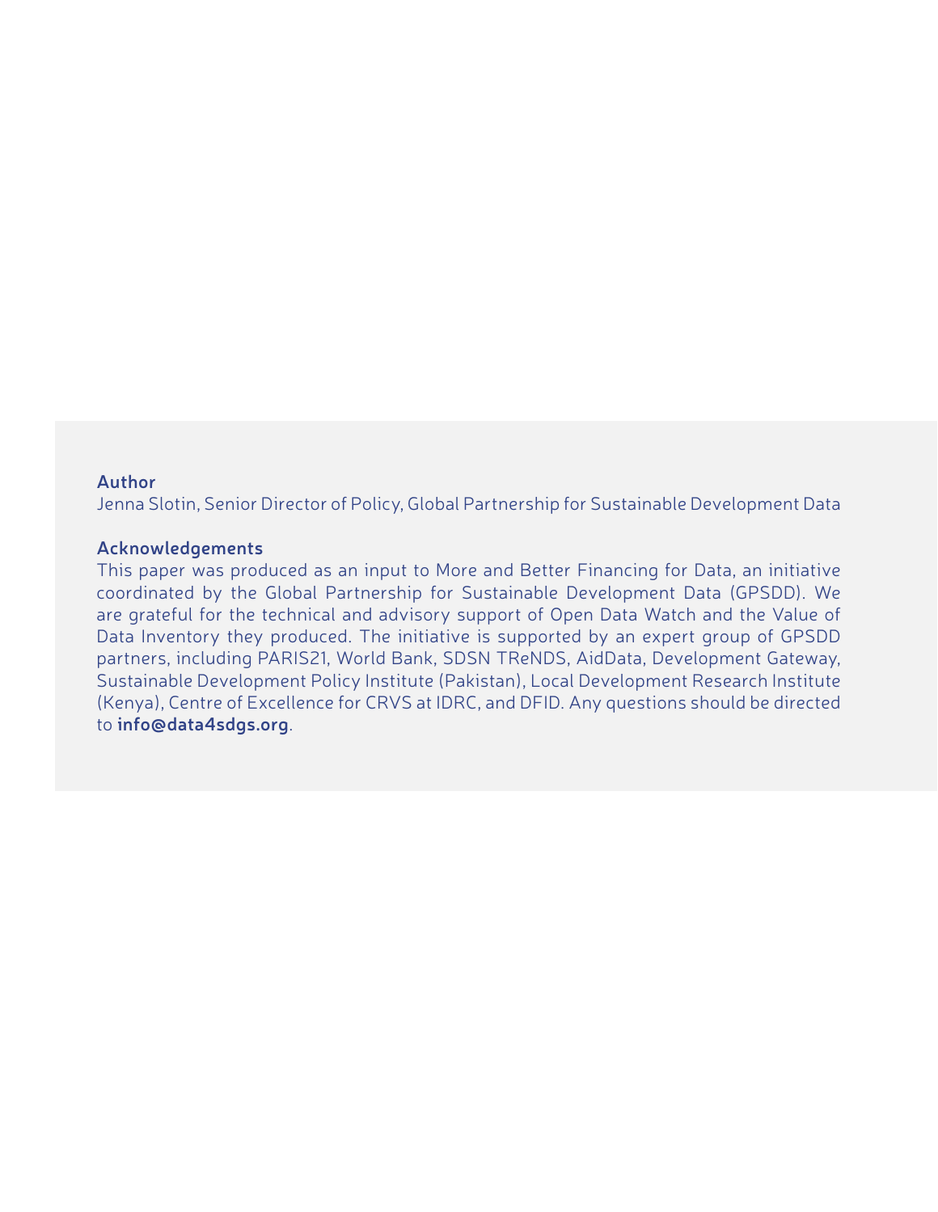**Author**

Jenna Slotin, Senior Director of Policy, Global Partnership for Sustainable Development Data

**Acknowledgements**

This paper was produced as an input to More and Better Financing for Data, an initiative coordinated by the Global Partnership for Sustainable Development Data (GPSDD). We are grateful for the technical and advisory support of Open Data Watch and the Value of Data Inventory they produced. The initiative is supported by an expert group of GPSDD partners, including PARIS21, World Bank, SDSN TReNDS, AidData, Development Gateway, Sustainable Development Policy Institute (Pakistan), Local Development Research Institute (Kenya), Centre of Excellence for CRVS at IDRC, and DFID. Any questions should be directed to **info@data4sdgs.org**.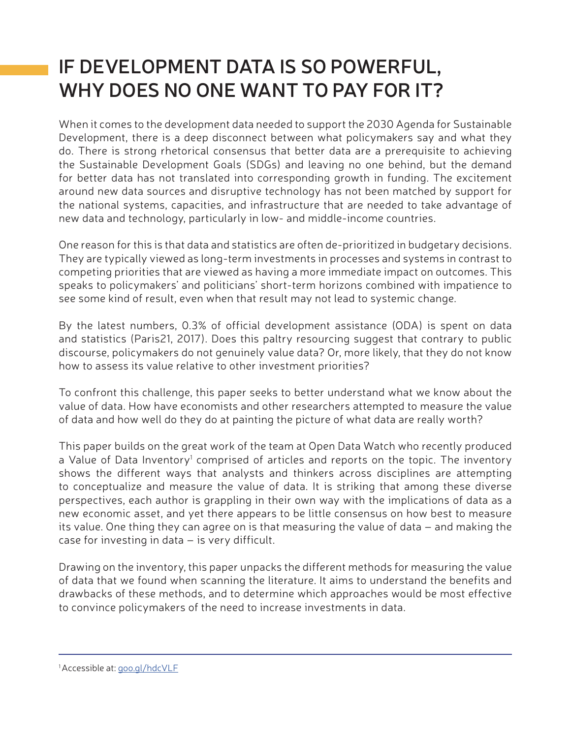# IF DEVELOPMENT DATA IS SO POWERFUL, WHY DOES NO ONE WANT TO PAY FOR IT?

When it comes to the development data needed to support the 2030 Agenda for Sustainable Development, there is a deep disconnect between what policymakers say and what they do. There is strong rhetorical consensus that better data are a prerequisite to achieving the Sustainable Development Goals (SDGs) and leaving no one behind, but the demand for better data has not translated into corresponding growth in funding. The excitement around new data sources and disruptive technology has not been matched by support for the national systems, capacities, and infrastructure that are needed to take advantage of new data and technology, particularly in low- and middle-income countries.

One reason for this is that data and statistics are often de-prioritized in budgetary decisions. They are typically viewed as long-term investments in processes and systems in contrast to competing priorities that are viewed as having a more immediate impact on outcomes. This speaks to policymakers' and politicians' short-term horizons combined with impatience to see some kind of result, even when that result may not lead to systemic change.

By the latest numbers, 0.3% of official development assistance (ODA) is spent on data and statistics (Paris21, 2017). Does this paltry resourcing suggest that contrary to public discourse, policymakers do not genuinely value data? Or, more likely, that they do not know how to assess its value relative to other investment priorities?

To confront this challenge, this paper seeks to better understand what we know about the value of data. How have economists and other researchers attempted to measure the value of data and how well do they do at painting the picture of what data are really worth?

This paper builds on the great work of the team at Open Data Watch who recently produced a Value of Data Inventory[1] comprised of articles and reports on the topic. The inventory shows the different ways that analysts and thinkers across disciplines are attempting to conceptualize and measure the value of data. It is striking that among these diverse perspectives, each author is grappling in their own way with the implications of data as a new economic asset, and yet there appears to be little consensus on how best to measure its value. One thing they can agree on is that measuring the value of data – and making the case for investing in data – is very difficult.

Drawing on the inventory, this paper unpacks the different methods for measuring the value of data that we found when scanning the literature. It aims to understand the benefits and drawbacks of these methods, and to determine which approaches would be most effective to convince policymakers of the need to increase investments in data.

---

[1] Accessible at: goo.gl/hdcVLF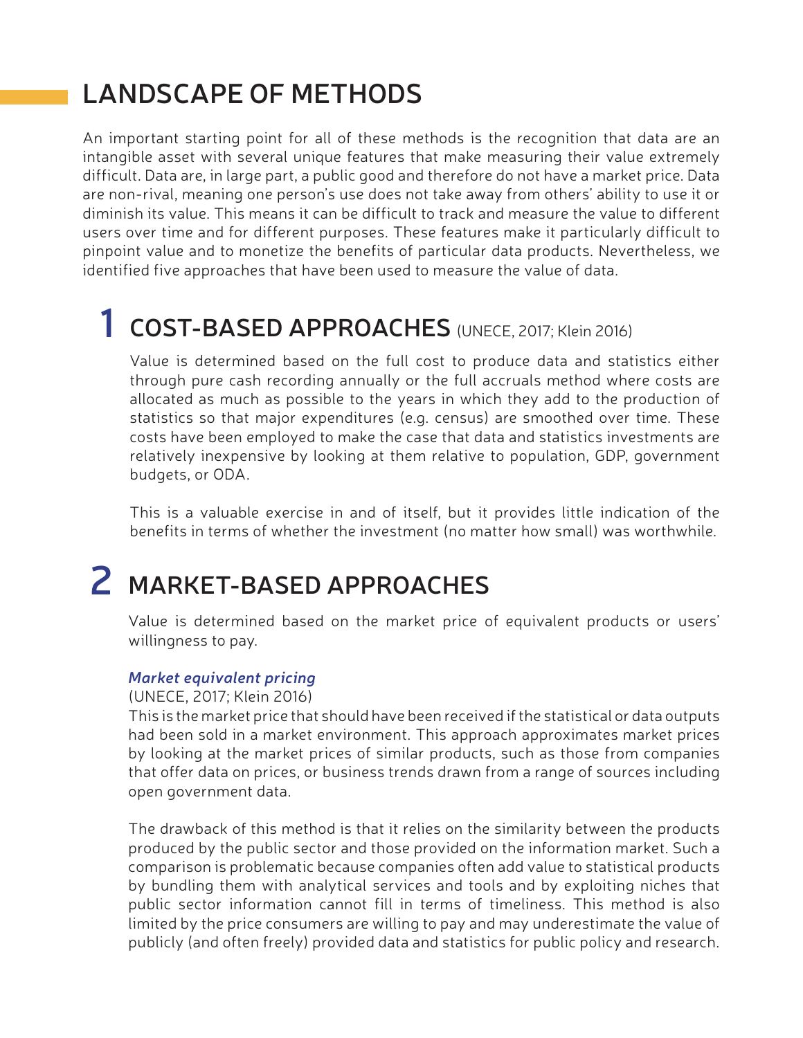# LANDSCAPE OF METHODS

An important starting point for all of these methods is the recognition that data are an intangible asset with several unique features that make measuring their value extremely difficult. Data are, in large part, a public good and therefore do not have a market price. Data are non-rival, meaning one person's use does not take away from others' ability to use it or diminish its value. This means it can be difficult to track and measure the value to different users over time and for different purposes. These features make it particularly difficult to pinpoint value and to monetize the benefits of particular data products. Nevertheless, we identified five approaches that have been used to measure the value of data.

## 1 COST-BASED APPROACHES (UNECE, 2017; Klein 2016)

Value is determined based on the full cost to produce data and statistics either through pure cash recording annually or the full accruals method where costs are allocated as much as possible to the years in which they add to the production of statistics so that major expenditures (e.g. census) are smoothed over time. These costs have been employed to make the case that data and statistics investments are relatively inexpensive by looking at them relative to population, GDP, government budgets, or ODA.

This is a valuable exercise in and of itself, but it provides little indication of the benefits in terms of whether the investment (no matter how small) was worthwhile.

## 2 MARKET-BASED APPROACHES

Value is determined based on the market price of equivalent products or users' willingness to pay.

***Market equivalent pricing***

(UNECE, 2017; Klein 2016)

This is the market price that should have been received if the statistical or data outputs had been sold in a market environment. This approach approximates market prices by looking at the market prices of similar products, such as those from companies that offer data on prices, or business trends drawn from a range of sources including open government data.

The drawback of this method is that it relies on the similarity between the products produced by the public sector and those provided on the information market. Such a comparison is problematic because companies often add value to statistical products by bundling them with analytical services and tools and by exploiting niches that public sector information cannot fill in terms of timeliness. This method is also limited by the price consumers are willing to pay and may underestimate the value of publicly (and often freely) provided data and statistics for public policy and research.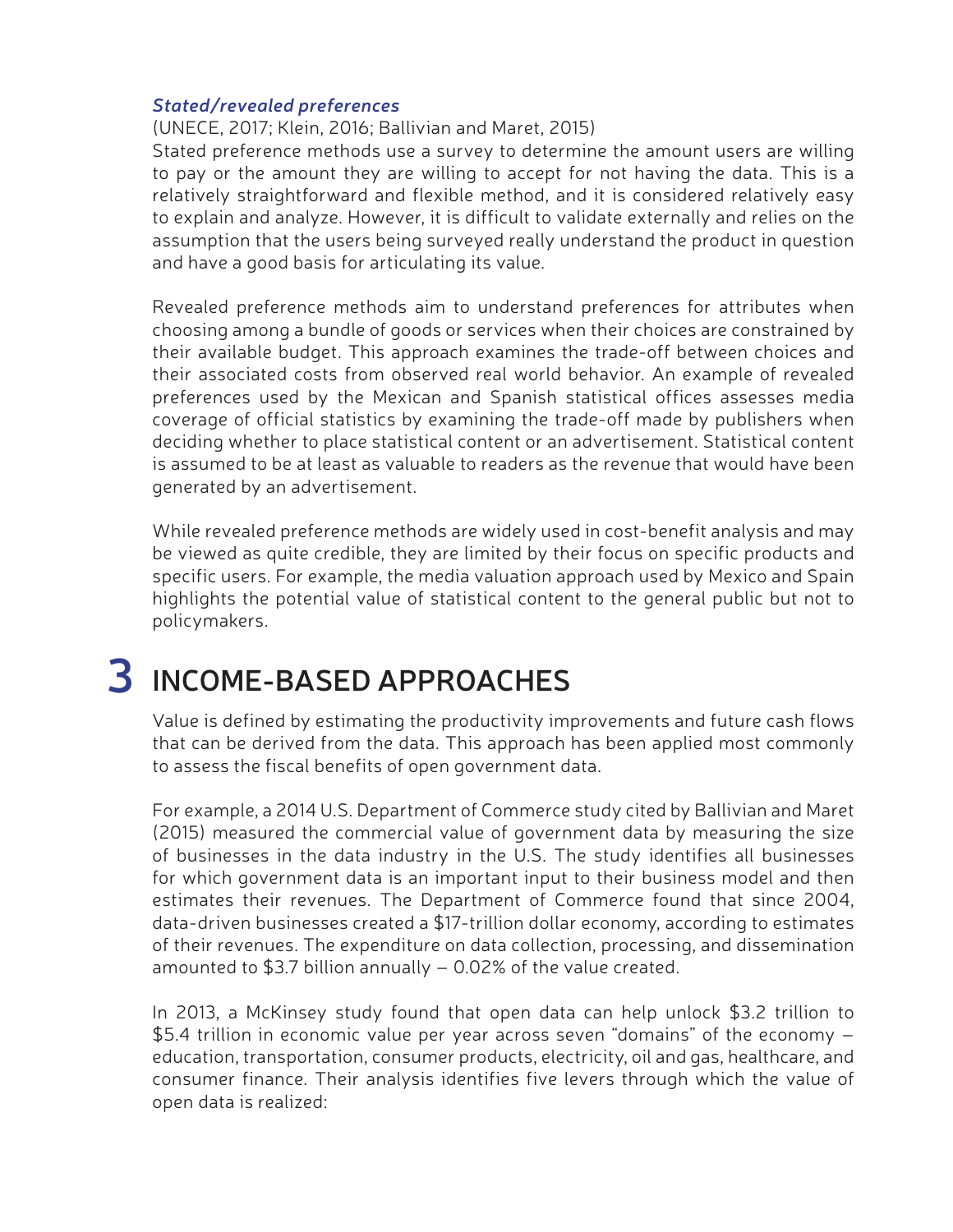### *Stated/revealed preferences*

(UNECE, 2017; Klein, 2016; Ballivian and Maret, 2015)

Stated preference methods use a survey to determine the amount users are willing to pay or the amount they are willing to accept for not having the data. This is a relatively straightforward and flexible method, and it is considered relatively easy to explain and analyze. However, it is difficult to validate externally and relies on the assumption that the users being surveyed really understand the product in question and have a good basis for articulating its value.

Revealed preference methods aim to understand preferences for attributes when choosing among a bundle of goods or services when their choices are constrained by their available budget. This approach examines the trade-off between choices and their associated costs from observed real world behavior. An example of revealed preferences used by the Mexican and Spanish statistical offices assesses media coverage of official statistics by examining the trade-off made by publishers when deciding whether to place statistical content or an advertisement. Statistical content is assumed to be at least as valuable to readers as the revenue that would have been generated by an advertisement.

While revealed preference methods are widely used in cost-benefit analysis and may be viewed as quite credible, they are limited by their focus on specific products and specific users. For example, the media valuation approach used by Mexico and Spain highlights the potential value of statistical content to the general public but not to policymakers.

## 3 INCOME-BASED APPROACHES

Value is defined by estimating the productivity improvements and future cash flows that can be derived from the data. This approach has been applied most commonly to assess the fiscal benefits of open government data.

For example, a 2014 U.S. Department of Commerce study cited by Ballivian and Maret (2015) measured the commercial value of government data by measuring the size of businesses in the data industry in the U.S. The study identifies all businesses for which government data is an important input to their business model and then estimates their revenues. The Department of Commerce found that since 2004, data-driven businesses created a $17-trillion dollar economy, according to estimates of their revenues. The expenditure on data collection, processing, and dissemination amounted to $3.7 billion annually – 0.02% of the value created.

In 2013, a McKinsey study found that open data can help unlock $3.2 trillion to $5.4 trillion in economic value per year across seven "domains" of the economy – education, transportation, consumer products, electricity, oil and gas, healthcare, and consumer finance. Their analysis identifies five levers through which the value of open data is realized: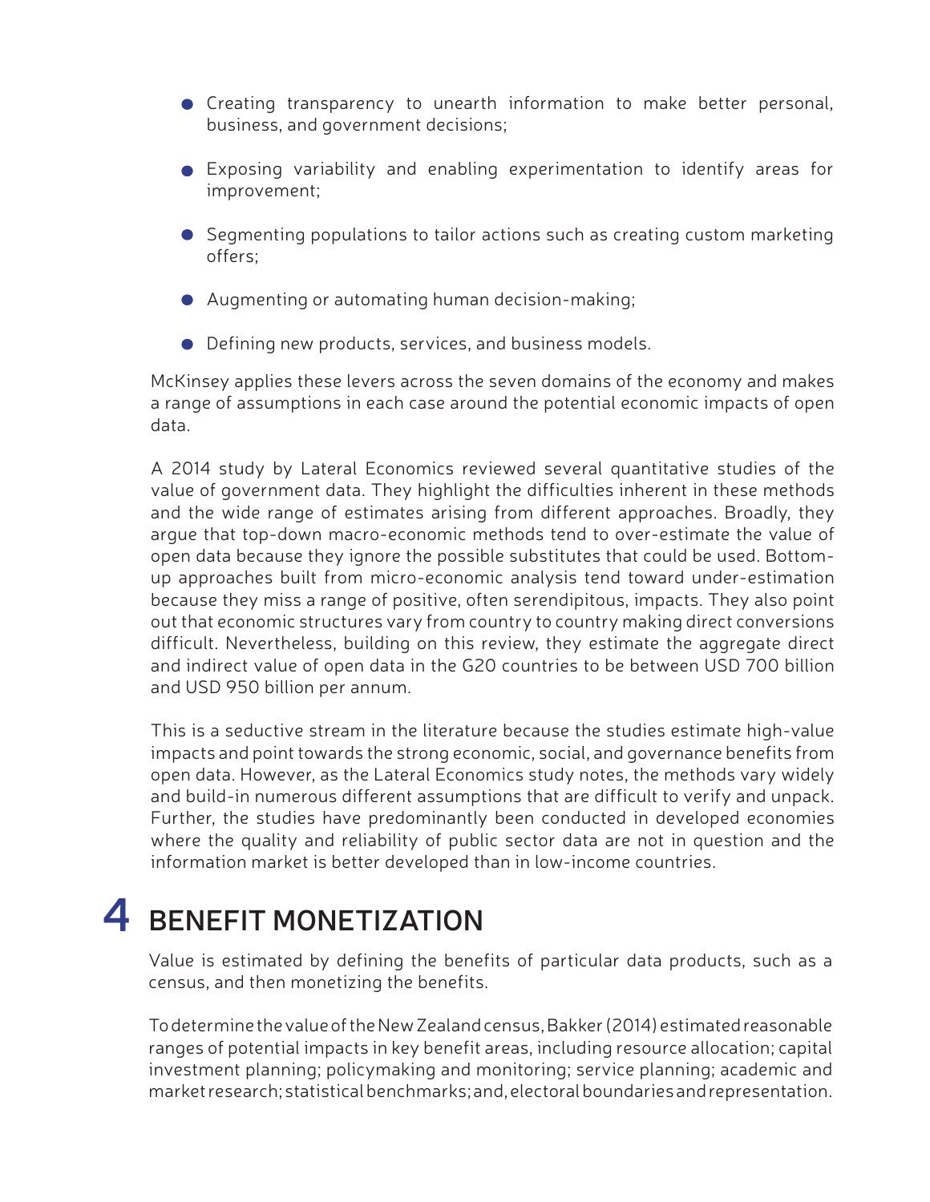- Creating transparency to unearth information to make better personal, business, and government decisions;
- Exposing variability and enabling experimentation to identify areas for improvement;
- Segmenting populations to tailor actions such as creating custom marketing offers;
- Augmenting or automating human decision-making;
- Defining new products, services, and business models.

McKinsey applies these levers across the seven domains of the economy and makes a range of assumptions in each case around the potential economic impacts of open data.

A 2014 study by Lateral Economics reviewed several quantitative studies of the value of government data. They highlight the difficulties inherent in these methods and the wide range of estimates arising from different approaches. Broadly, they argue that top-down macro-economic methods tend to over-estimate the value of open data because they ignore the possible substitutes that could be used. Bottom-up approaches built from micro-economic analysis tend toward under-estimation because they miss a range of positive, often serendipitous, impacts. They also point out that economic structures vary from country to country making direct conversions difficult. Nevertheless, building on this review, they estimate the aggregate direct and indirect value of open data in the G20 countries to be between USD 700 billion and USD 950 billion per annum.

This is a seductive stream in the literature because the studies estimate high-value impacts and point towards the strong economic, social, and governance benefits from open data. However, as the Lateral Economics study notes, the methods vary widely and build-in numerous different assumptions that are difficult to verify and unpack. Further, the studies have predominantly been conducted in developed economies where the quality and reliability of public sector data are not in question and the information market is better developed than in low-income countries.

# 4 BENEFIT MONETIZATION

Value is estimated by defining the benefits of particular data products, such as a census, and then monetizing the benefits.

To determine the value of the New Zealand census, Bakker (2014) estimated reasonable ranges of potential impacts in key benefit areas, including resource allocation; capital investment planning; policymaking and monitoring; service planning; academic and market research; statistical benchmarks; and, electoral boundaries and representation.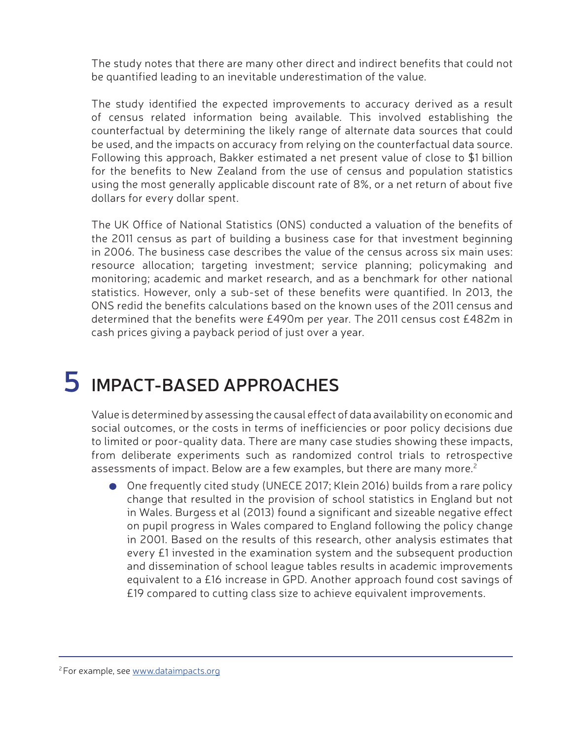The study notes that there are many other direct and indirect benefits that could not be quantified leading to an inevitable underestimation of the value.

The study identified the expected improvements to accuracy derived as a result of census related information being available. This involved establishing the counterfactual by determining the likely range of alternate data sources that could be used, and the impacts on accuracy from relying on the counterfactual data source. Following this approach, Bakker estimated a net present value of close to $1 billion for the benefits to New Zealand from the use of census and population statistics using the most generally applicable discount rate of 8%, or a net return of about five dollars for every dollar spent.

The UK Office of National Statistics (ONS) conducted a valuation of the benefits of the 2011 census as part of building a business case for that investment beginning in 2006. The business case describes the value of the census across six main uses: resource allocation; targeting investment; service planning; policymaking and monitoring; academic and market research, and as a benchmark for other national statistics. However, only a sub-set of these benefits were quantified. In 2013, the ONS redid the benefits calculations based on the known uses of the 2011 census and determined that the benefits were £490m per year. The 2011 census cost £482m in cash prices giving a payback period of just over a year.

# 5 IMPACT-BASED APPROACHES

Value is determined by assessing the causal effect of data availability on economic and social outcomes, or the costs in terms of inefficiencies or poor policy decisions due to limited or poor-quality data. There are many case studies showing these impacts, from deliberate experiments such as randomized control trials to retrospective assessments of impact. Below are a few examples, but there are many more.[2]

- One frequently cited study (UNECE 2017; Klein 2016) builds from a rare policy change that resulted in the provision of school statistics in England but not in Wales. Burgess et al (2013) found a significant and sizeable negative effect on pupil progress in Wales compared to England following the policy change in 2001. Based on the results of this research, other analysis estimates that every £1 invested in the examination system and the subsequent production and dissemination of school league tables results in academic improvements equivalent to a £16 increase in GPD. Another approach found cost savings of £19 compared to cutting class size to achieve equivalent improvements.

[2] For example, see www.dataimpacts.org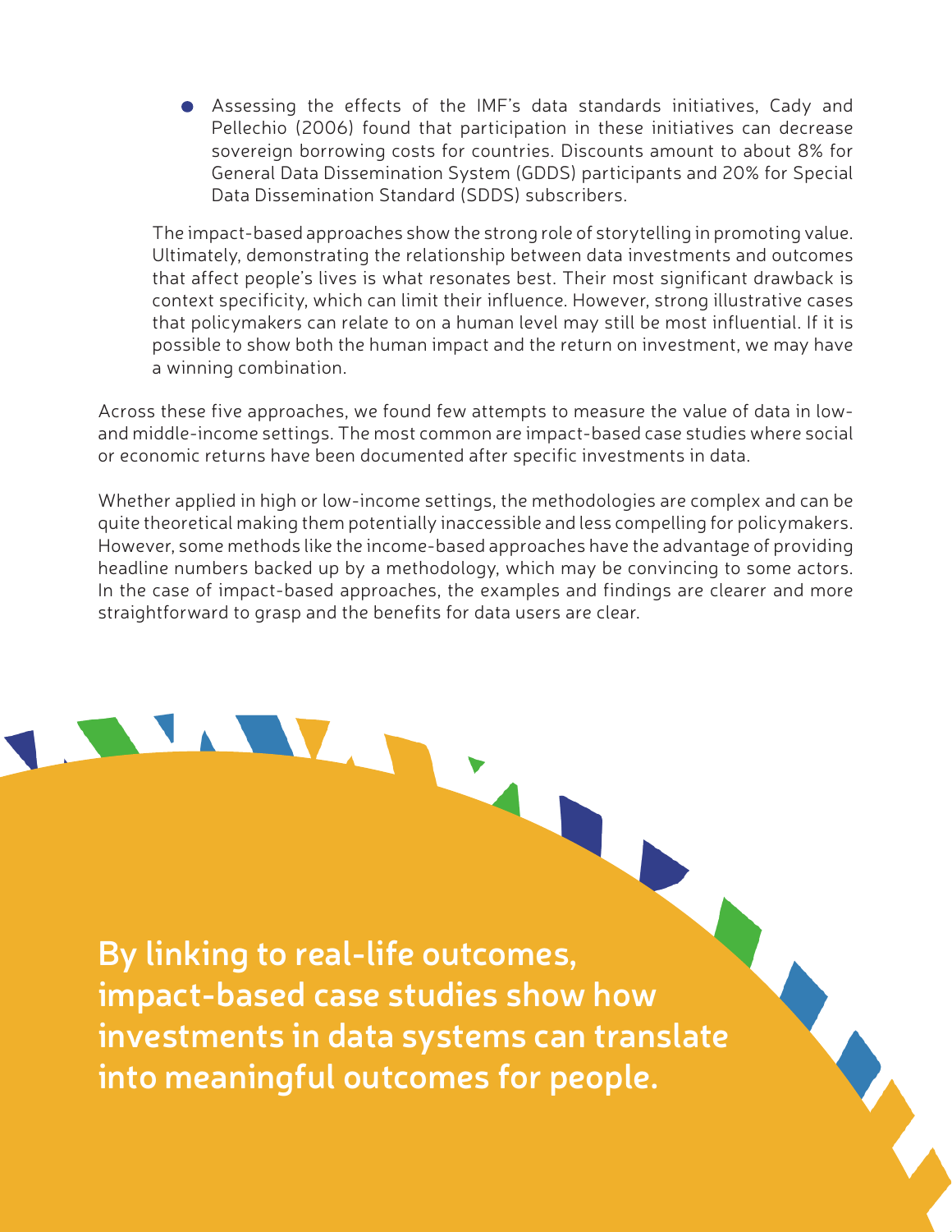- Assessing the effects of the IMF's data standards initiatives, Cady and Pellechio (2006) found that participation in these initiatives can decrease sovereign borrowing costs for countries. Discounts amount to about 8% for General Data Dissemination System (GDDS) participants and 20% for Special Data Dissemination Standard (SDDS) subscribers.

The impact-based approaches show the strong role of storytelling in promoting value. Ultimately, demonstrating the relationship between data investments and outcomes that affect people's lives is what resonates best. Their most significant drawback is context specificity, which can limit their influence. However, strong illustrative cases that policymakers can relate to on a human level may still be most influential. If it is possible to show both the human impact and the return on investment, we may have a winning combination.

Across these five approaches, we found few attempts to measure the value of data in low- and middle-income settings. The most common are impact-based case studies where social or economic returns have been documented after specific investments in data.

Whether applied in high or low-income settings, the methodologies are complex and can be quite theoretical making them potentially inaccessible and less compelling for policymakers. However, some methods like the income-based approaches have the advantage of providing headline numbers backed up by a methodology, which may be convincing to some actors. In the case of impact-based approaches, the examples and findings are clearer and more straightforward to grasp and the benefits for data users are clear.

**By linking to real-life outcomes, impact-based case studies show how investments in data systems can translate into meaningful outcomes for people.**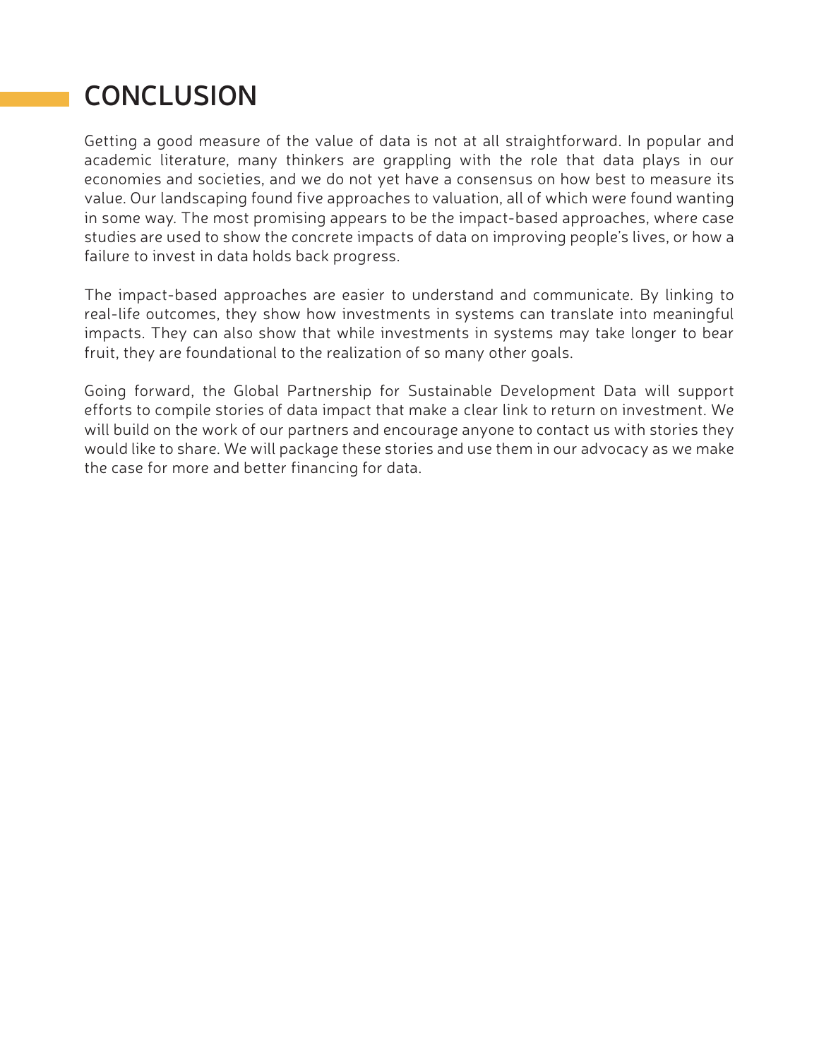# CONCLUSION

Getting a good measure of the value of data is not at all straightforward. In popular and academic literature, many thinkers are grappling with the role that data plays in our economies and societies, and we do not yet have a consensus on how best to measure its value. Our landscaping found five approaches to valuation, all of which were found wanting in some way. The most promising appears to be the impact-based approaches, where case studies are used to show the concrete impacts of data on improving people's lives, or how a failure to invest in data holds back progress.

The impact-based approaches are easier to understand and communicate. By linking to real-life outcomes, they show how investments in systems can translate into meaningful impacts. They can also show that while investments in systems may take longer to bear fruit, they are foundational to the realization of so many other goals.

Going forward, the Global Partnership for Sustainable Development Data will support efforts to compile stories of data impact that make a clear link to return on investment. We will build on the work of our partners and encourage anyone to contact us with stories they would like to share. We will package these stories and use them in our advocacy as we make the case for more and better financing for data.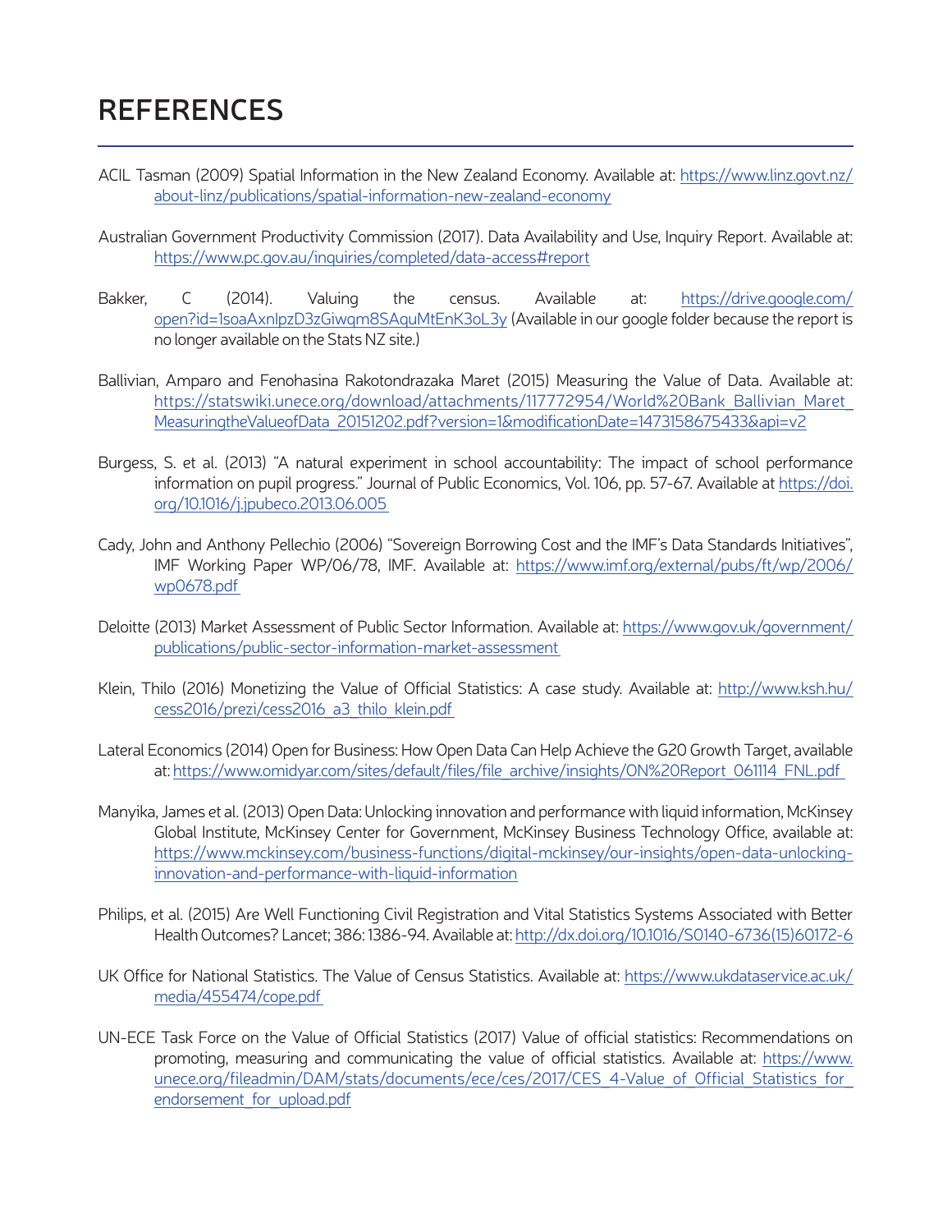# REFERENCES

ACIL Tasman (2009) Spatial Information in the New Zealand Economy. Available at: https://www.linz.govt.nz/about-linz/publications/spatial-information-new-zealand-economy

Australian Government Productivity Commission (2017). Data Availability and Use, Inquiry Report. Available at: https://www.pc.gov.au/inquiries/completed/data-access#report

Bakker, C (2014). Valuing the census. Available at: https://drive.google.com/open?id=1soaAxnlpzD3zGiwqm8SAquMtEnK3oL3y (Available in our google folder because the report is no longer available on the Stats NZ site.)

Ballivian, Amparo and Fenohasina Rakotondrazaka Maret (2015) Measuring the Value of Data. Available at: https://statswiki.unece.org/download/attachments/117772954/World%20Bank_Ballivian_Maret_MeasuringtheValueofData_20151202.pdf?version=1&modificationDate=1473158675433&api=v2

Burgess, S. et al. (2013) "A natural experiment in school accountability: The impact of school performance information on pupil progress." Journal of Public Economics, Vol. 106, pp. 57-67. Available at https://doi.org/10.1016/j.jpubeco.2013.06.005

Cady, John and Anthony Pellechio (2006) "Sovereign Borrowing Cost and the IMF's Data Standards Initiatives", IMF Working Paper WP/06/78, IMF. Available at: https://www.imf.org/external/pubs/ft/wp/2006/wp0678.pdf

Deloitte (2013) Market Assessment of Public Sector Information. Available at: https://www.gov.uk/government/publications/public-sector-information-market-assessment

Klein, Thilo (2016) Monetizing the Value of Official Statistics: A case study. Available at: http://www.ksh.hu/cess2016/prezi/cess2016_a3_thilo_klein.pdf

Lateral Economics (2014) Open for Business: How Open Data Can Help Achieve the G20 Growth Target, available at: https://www.omidyar.com/sites/default/files/file_archive/insights/ON%20Report_061114_FNL.pdf

Manyika, James et al. (2013) Open Data: Unlocking innovation and performance with liquid information, McKinsey Global Institute, McKinsey Center for Government, McKinsey Business Technology Office, available at: https://www.mckinsey.com/business-functions/digital-mckinsey/our-insights/open-data-unlocking-innovation-and-performance-with-liquid-information

Philips, et al. (2015) Are Well Functioning Civil Registration and Vital Statistics Systems Associated with Better Health Outcomes? Lancet; 386: 1386-94. Available at: http://dx.doi.org/10.1016/S0140-6736(15)60172-6

UK Office for National Statistics. The Value of Census Statistics. Available at: https://www.ukdataservice.ac.uk/media/455474/cope.pdf

UN-ECE Task Force on the Value of Official Statistics (2017) Value of official statistics: Recommendations on promoting, measuring and communicating the value of official statistics. Available at: https://www.unece.org/fileadmin/DAM/stats/documents/ece/ces/2017/CES_4-Value_of_Official_Statistics_for_endorsement_for_upload.pdf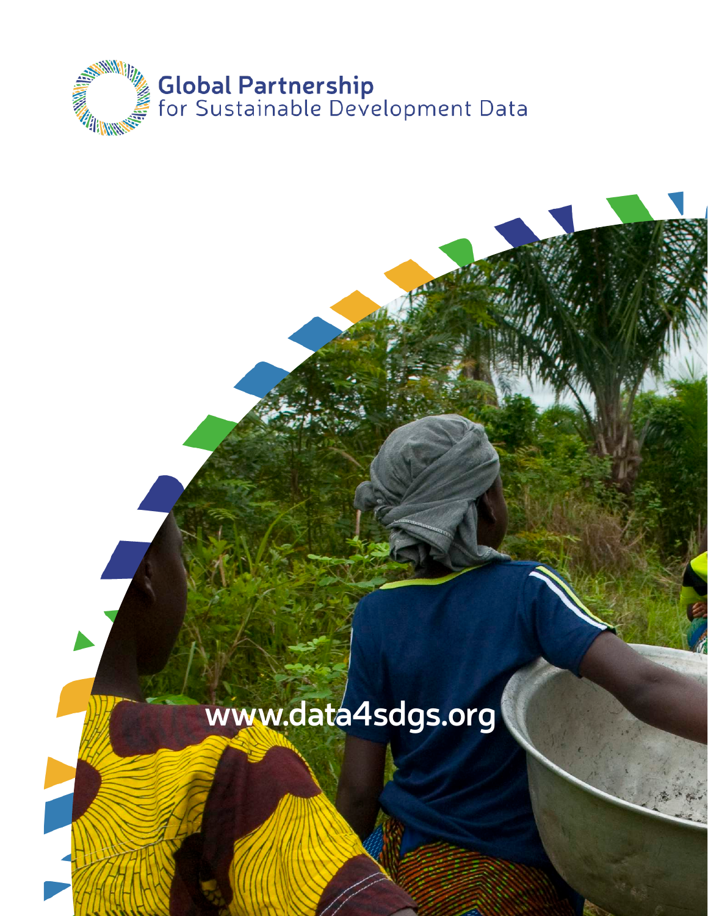Global Partnership
for Sustainable Development Data

www.data4sdgs.org